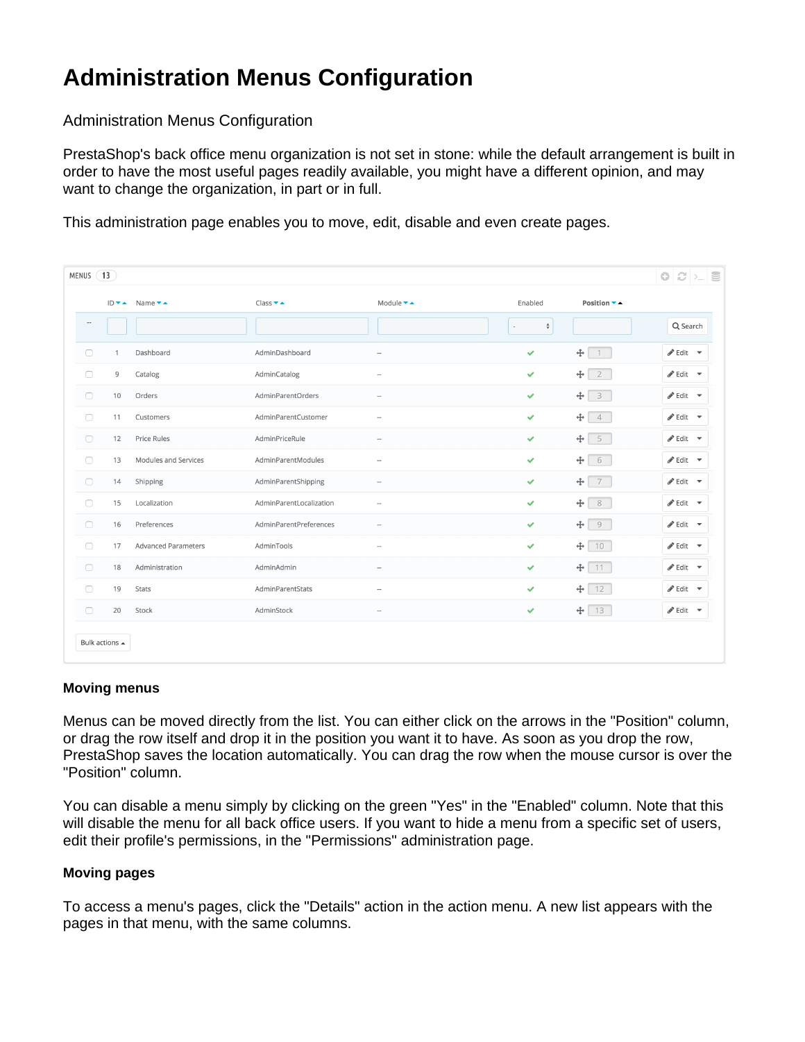# Administration Menus Configuration

Administration Menus Configuration

PrestaShop's back office menu organization is not set in stone: while the default arrangement is built in order to have the most useful pages readily available, you might have a different opinion, and may want to change the organization, in part or in full.

This administration page enables you to move, edit, disable and even create pages.

MENUS 13

| | ID | Name | Class | Module | Enabled | Position | |
|---|---|---|---|---|---|---|---|
| -- | | | | | - | | Search |
| | 1 | Dashboard | AdminDashboard | -- | ✔ | 1 | Edit |
| | 9 | Catalog | AdminCatalog | -- | ✔ | 2 | Edit |
| | 10 | Orders | AdminParentOrders | -- | ✔ | 3 | Edit |
| | 11 | Customers | AdminParentCustomer | -- | ✔ | 4 | Edit |
| | 12 | Price Rules | AdminPriceRule | -- | ✔ | 5 | Edit |
| | 13 | Modules and Services | AdminParentModules | -- | ✔ | 6 | Edit |
| | 14 | Shipping | AdminParentShipping | -- | ✔ | 7 | Edit |
| | 15 | Localization | AdminParentLocalization | -- | ✔ | 8 | Edit |
| | 16 | Preferences | AdminParentPreferences | -- | ✔ | 9 | Edit |
| | 17 | Advanced Parameters | AdminTools | -- | ✔ | 10 | Edit |
| | 18 | Administration | AdminAdmin | -- | ✔ | 11 | Edit |
| | 19 | Stats | AdminParentStats | -- | ✔ | 12 | Edit |
| | 20 | Stock | AdminStock | -- | ✔ | 13 | Edit |

Bulk actions

### Moving menus

Menus can be moved directly from the list. You can either click on the arrows in the "Position" column, or drag the row itself and drop it in the position you want it to have. As soon as you drop the row, PrestaShop saves the location automatically. You can drag the row when the mouse cursor is over the "Position" column.

You can disable a menu simply by clicking on the green "Yes" in the "Enabled" column. Note that this will disable the menu for all back office users. If you want to hide a menu from a specific set of users, edit their profile's permissions, in the "Permissions" administration page.

### Moving pages

To access a menu's pages, click the "Details" action in the action menu. A new list appears with the pages in that menu, with the same columns.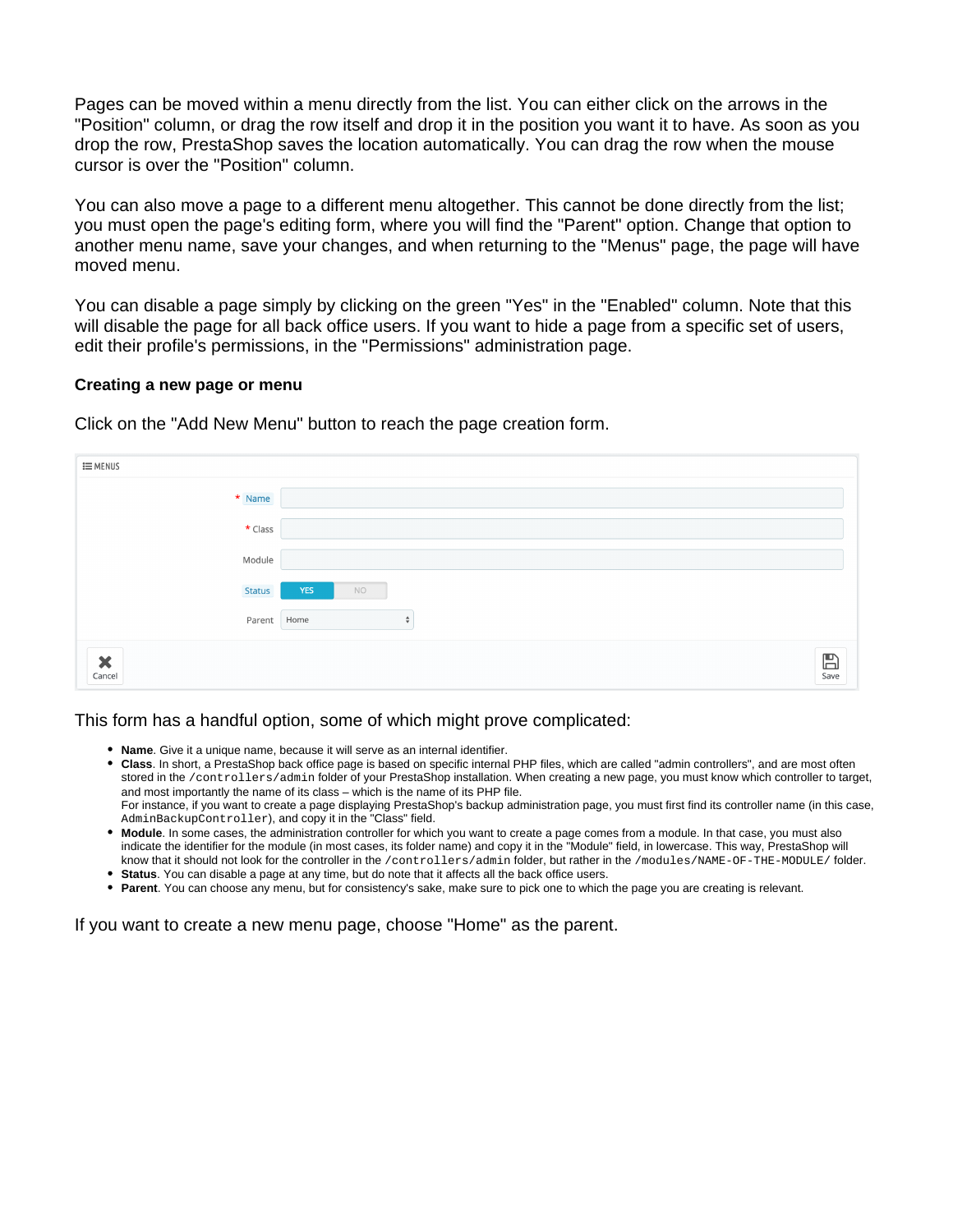Pages can be moved within a menu directly from the list. You can either click on the arrows in the "Position" column, or drag the row itself and drop it in the position you want it to have. As soon as you drop the row, PrestaShop saves the location automatically. You can drag the row when the mouse cursor is over the "Position" column.

You can also move a page to a different menu altogether. This cannot be done directly from the list; you must open the page's editing form, where you will find the "Parent" option. Change that option to another menu name, save your changes, and when returning to the "Menus" page, the page will have moved menu.

You can disable a page simply by clicking on the green "Yes" in the "Enabled" column. Note that this will disable the page for all back office users. If you want to hide a page from a specific set of users, edit their profile's permissions, in the "Permissions" administration page.

#### Creating a new page or menu

Click on the "Add New Menu" button to reach the page creation form.

MENUS

\* Name

\* Class

Module

Status YES NO

Parent Home

Cancel

Save

This form has a handful option, some of which might prove complicated:

- **Name**. Give it a unique name, because it will serve as an internal identifier.
- **Class**. In short, a PrestaShop back office page is based on specific internal PHP files, which are called "admin controllers", and are most often stored in the `/controllers/admin` folder of your PrestaShop installation. When creating a new page, you must know which controller to target, and most importantly the name of its class – which is the name of its PHP file.
  For instance, if you want to create a page displaying PrestaShop's backup administration page, you must first find its controller name (in this case, `AdminBackupController`), and copy it in the "Class" field.
- **Module**. In some cases, the administration controller for which you want to create a page comes from a module. In that case, you must also indicate the identifier for the module (in most cases, its folder name) and copy it in the "Module" field, in lowercase. This way, PrestaShop will know that it should not look for the controller in the `/controllers/admin` folder, but rather in the `/modules/NAME-OF-THE-MODULE/` folder.
- **Status**. You can disable a page at any time, but do note that it affects all the back office users.
- **Parent**. You can choose any menu, but for consistency's sake, make sure to pick one to which the page you are creating is relevant.

If you want to create a new menu page, choose "Home" as the parent.